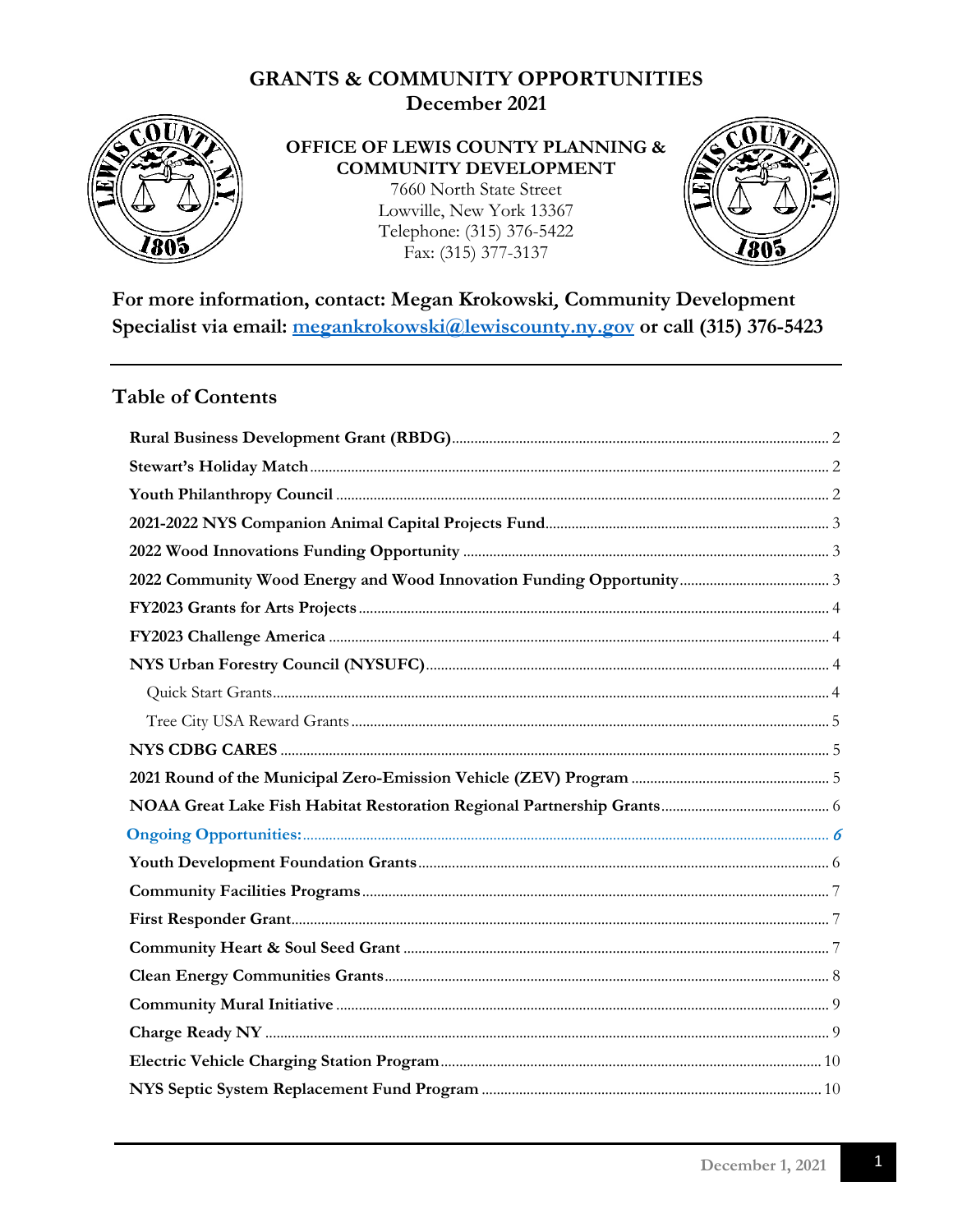# GRANTS & COMMUNITY OPPORTUNITIES
## December 2021

**OFFICE OF LEWIS COUNTY PLANNING & COMMUNITY DEVELOPMENT**
7660 North State Street
Lowville, New York 13367
Telephone: (315) 376-5422
Fax: (315) 377-3137

**For more information, contact: Megan Krokowski, Community Development Specialist via email: meganakrokowski@lewiscounty.ny.gov or call (315) 376-5423**

---

## Table of Contents

- **Rural Business Development Grant (RBDG)** ........ 2
- **Stewart's Holiday Match** ........ 2
- **Youth Philanthropy Council** ........ 2
- **2021-2022 NYS Companion Animal Capital Projects Fund** ........ 3
- **2022 Wood Innovations Funding Opportunity** ........ 3
- **2022 Community Wood Energy and Wood Innovation Funding Opportunity** ........ 3
- **FY2023 Grants for Arts Projects** ........ 4
- **FY2023 Challenge America** ........ 4
- **NYS Urban Forestry Council (NYSUFC)** ........ 4
  - Quick Start Grants ........ 4
  - Tree City USA Reward Grants ........ 5
- **NYS CDBG CARES** ........ 5
- **2021 Round of the Municipal Zero-Emission Vehicle (ZEV) Program** ........ 5
- **NOAA Great Lake Fish Habitat Restoration Regional Partnership Grants** ........ 6
- ***Ongoing Opportunities:*** ........ *6*
- **Youth Development Foundation Grants** ........ 6
- **Community Facilities Programs** ........ 7
- **First Responder Grant** ........ 7
- **Community Heart & Soul Seed Grant** ........ 7
- **Clean Energy Communities Grants** ........ 8
- **Community Mural Initiative** ........ 9
- **Charge Ready NY** ........ 9
- **Electric Vehicle Charging Station Program** ........ 10
- **NYS Septic System Replacement Fund Program** ........ 10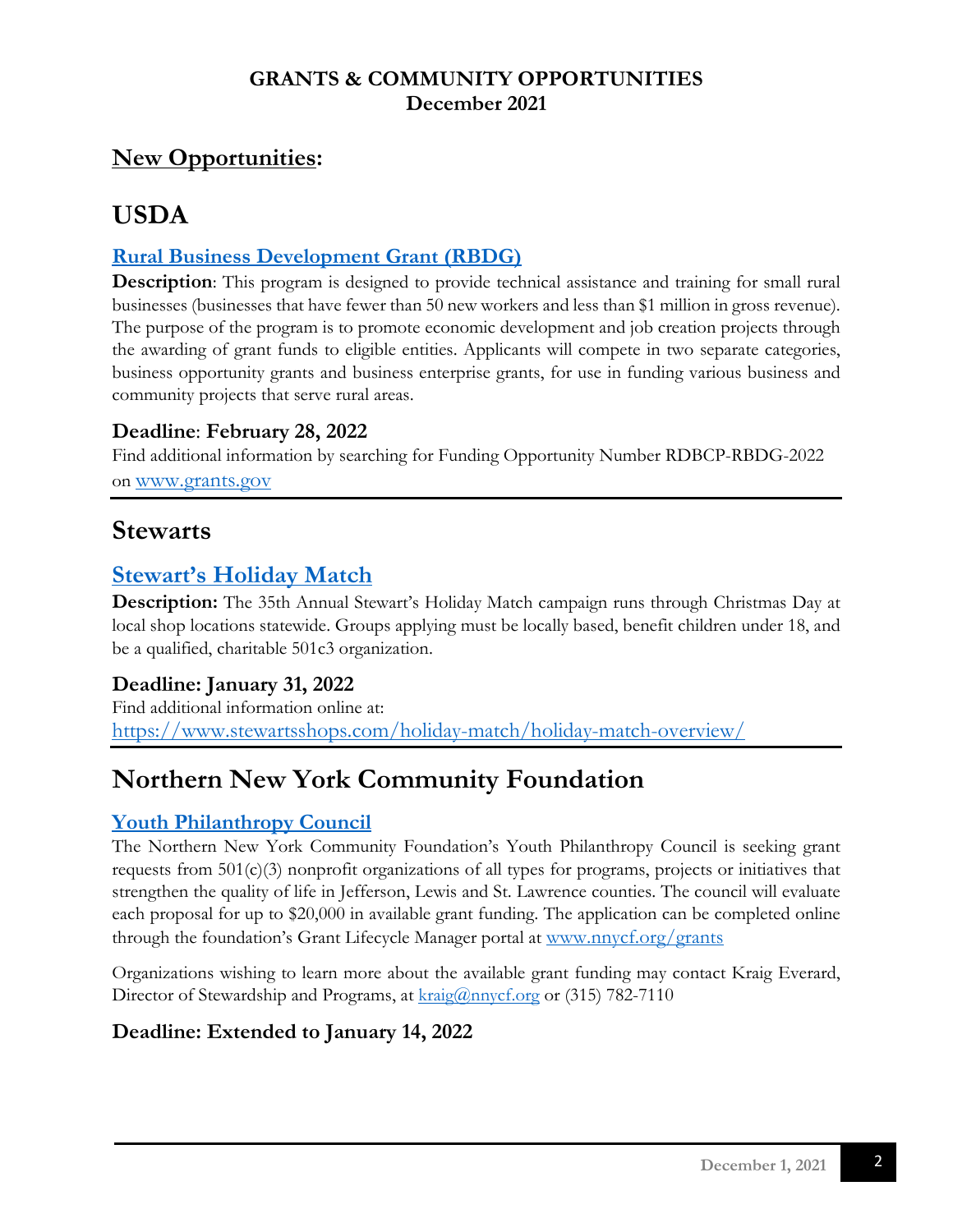**GRANTS & COMMUNITY OPPORTUNITIES**
**December 2021**

## New Opportunities:

# USDA

### Rural Business Development Grant (RBDG)

**Description**: This program is designed to provide technical assistance and training for small rural businesses (businesses that have fewer than 50 new workers and less than $1 million in gross revenue). The purpose of the program is to promote economic development and job creation projects through the awarding of grant funds to eligible entities. Applicants will compete in two separate categories, business opportunity grants and business enterprise grants, for use in funding various business and community projects that serve rural areas.

**Deadline**: **February 28, 2022**

Find additional information by searching for Funding Opportunity Number RDBCP-RBDG-2022 on www.grants.gov

---

# Stewarts

### Stewart's Holiday Match

**Description:** The 35th Annual Stewart's Holiday Match campaign runs through Christmas Day at local shop locations statewide. Groups applying must be locally based, benefit children under 18, and be a qualified, charitable 501c3 organization.

**Deadline: January 31, 2022**

Find additional information online at:
https://www.stewartsshops.com/holiday-match/holiday-match-overview/

---

# Northern New York Community Foundation

### Youth Philanthropy Council

The Northern New York Community Foundation's Youth Philanthropy Council is seeking grant requests from 501(c)(3) nonprofit organizations of all types for programs, projects or initiatives that strengthen the quality of life in Jefferson, Lewis and St. Lawrence counties. The council will evaluate each proposal for up to $20,000 in available grant funding. The application can be completed online through the foundation's Grant Lifecycle Manager portal at www.nnycf.org/grants

Organizations wishing to learn more about the available grant funding may contact Kraig Everard, Director of Stewardship and Programs, at kraig@nnycf.org or (315) 782-7110

**Deadline: Extended to January 14, 2022**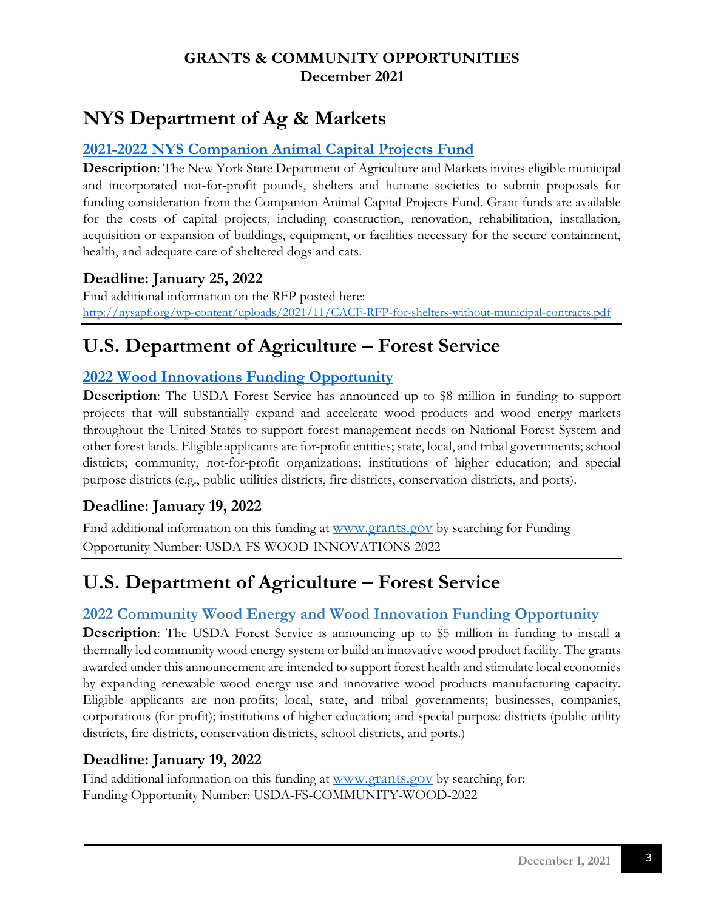**GRANTS & COMMUNITY OPPORTUNITIES**
**December 2021**

# NYS Department of Ag & Markets

### 2021-2022 NYS Companion Animal Capital Projects Fund

**Description**: The New York State Department of Agriculture and Markets invites eligible municipal and incorporated not-for-profit pounds, shelters and humane societies to submit proposals for funding consideration from the Companion Animal Capital Projects Fund. Grant funds are available for the costs of capital projects, including construction, renovation, rehabilitation, installation, acquisition or expansion of buildings, equipment, or facilities necessary for the secure containment, health, and adequate care of sheltered dogs and cats.

### Deadline: January 25, 2022

Find additional information on the RFP posted here:
http://nysapf.org/wp-content/uploads/2021/11/CACF-RFP-for-shelters-without-municipal-contracts.pdf

# U.S. Department of Agriculture – Forest Service

### 2022 Wood Innovations Funding Opportunity

**Description**: The USDA Forest Service has announced up to $8 million in funding to support projects that will substantially expand and accelerate wood products and wood energy markets throughout the United States to support forest management needs on National Forest System and other forest lands. Eligible applicants are for-profit entities; state, local, and tribal governments; school districts; community, not-for-profit organizations; institutions of higher education; and special purpose districts (e.g., public utilities districts, fire districts, conservation districts, and ports).

### Deadline: January 19, 2022

Find additional information on this funding at www.grants.gov by searching for Funding Opportunity Number: USDA-FS-WOOD-INNOVATIONS-2022

# U.S. Department of Agriculture – Forest Service

### 2022 Community Wood Energy and Wood Innovation Funding Opportunity

**Description**: The USDA Forest Service is announcing up to $5 million in funding to install a thermally led community wood energy system or build an innovative wood product facility. The grants awarded under this announcement are intended to support forest health and stimulate local economies by expanding renewable wood energy use and innovative wood products manufacturing capacity. Eligible applicants are non-profits; local, state, and tribal governments; businesses, companies, corporations (for profit); institutions of higher education; and special purpose districts (public utility districts, fire districts, conservation districts, school districts, and ports.)

### Deadline: January 19, 2022

Find additional information on this funding at www.grants.gov by searching for:
Funding Opportunity Number: USDA-FS-COMMUNITY-WOOD-2022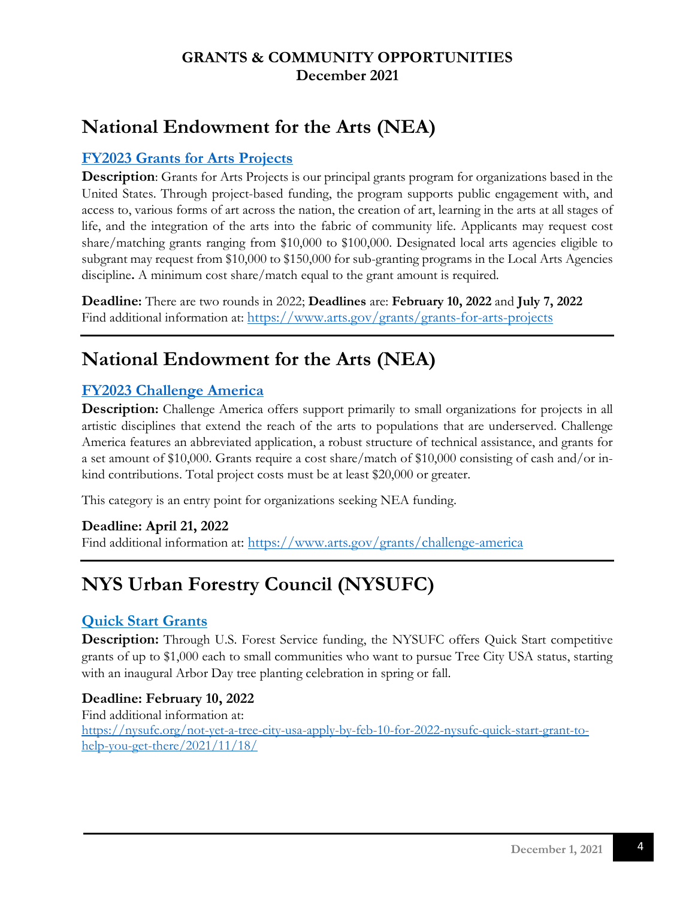**GRANTS & COMMUNITY OPPORTUNITIES**
**December 2021**

# National Endowment for the Arts (NEA)

### [FY2023 Grants for Arts Projects](https://www.arts.gov/grants/grants-for-arts-projects)

**Description**: Grants for Arts Projects is our principal grants program for organizations based in the United States. Through project-based funding, the program supports public engagement with, and access to, various forms of art across the nation, the creation of art, learning in the arts at all stages of life, and the integration of the arts into the fabric of community life. Applicants may request cost share/matching grants ranging from $10,000 to $100,000. Designated local arts agencies eligible to subgrant may request from $10,000 to $150,000 for sub-granting programs in the Local Arts Agencies discipline**.** A minimum cost share/match equal to the grant amount is required.

**Deadline:** There are two rounds in 2022; **Deadlines** are: **February 10, 2022** and **July 7, 2022**
Find additional information at: https://www.arts.gov/grants/grants-for-arts-projects

---

# National Endowment for the Arts (NEA)

### [FY2023 Challenge America](https://www.arts.gov/grants/challenge-america)

**Description:** Challenge America offers support primarily to small organizations for projects in all artistic disciplines that extend the reach of the arts to populations that are underserved. Challenge America features an abbreviated application, a robust structure of technical assistance, and grants for a set amount of $10,000. Grants require a cost share/match of $10,000 consisting of cash and/or in-kind contributions. Total project costs must be at least $20,000 or greater.

This category is an entry point for organizations seeking NEA funding.

**Deadline: April 21, 2022**
Find additional information at: https://www.arts.gov/grants/challenge-america

---

# NYS Urban Forestry Council (NYSUFC)

### [Quick Start Grants](https://nysufc.org/not-yet-a-tree-city-usa-apply-by-feb-10-for-2022-nysufc-quick-start-grant-to-help-you-get-there/2021/11/18/)

**Description:** Through U.S. Forest Service funding, the NYSUFC offers Quick Start competitive grants of up to $1,000 each to small communities who want to pursue Tree City USA status, starting with an inaugural Arbor Day tree planting celebration in spring or fall.

**Deadline: February 10, 2022**
Find additional information at:
https://nysufc.org/not-yet-a-tree-city-usa-apply-by-feb-10-for-2022-nysufc-quick-start-grant-to-help-you-get-there/2021/11/18/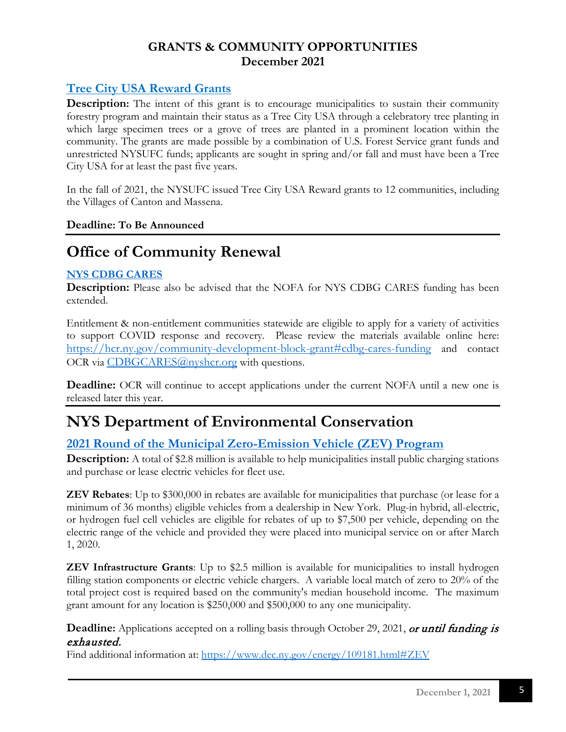**GRANTS & COMMUNITY OPPORTUNITIES**
**December 2021**

### [Tree City USA Reward Grants]

**Description:** The intent of this grant is to encourage municipalities to sustain their community forestry program and maintain their status as a Tree City USA through a celebratory tree planting in which large specimen trees or a grove of trees are planted in a prominent location within the community. The grants are made possible by a combination of U.S. Forest Service grant funds and unrestricted NYSUFC funds; applicants are sought in spring and/or fall and must have been a Tree City USA for at least the past five years.

In the fall of 2021, the NYSUFC issued Tree City USA Reward grants to 12 communities, including the Villages of Canton and Massena.

**Deadline: To Be Announced**

---

# Office of Community Renewal

**NYS CDBG CARES**

**Description:** Please also be advised that the NOFA for NYS CDBG CARES funding has been extended.

Entitlement & non-entitlement communities statewide are eligible to apply for a variety of activities to support COVID response and recovery. Please review the materials available online here: https://hcr.ny.gov/community-development-block-grant#cdbg-cares-funding and contact OCR via CDBGCARES@nyshcr.org with questions.

**Deadline:** OCR will continue to accept applications under the current NOFA until a new one is released later this year.

---

# NYS Department of Environmental Conservation

### 2021 Round of the Municipal Zero-Emission Vehicle (ZEV) Program

**Description:** A total of $2.8 million is available to help municipalities install public charging stations and purchase or lease electric vehicles for fleet use.

**ZEV Rebates**: Up to $300,000 in rebates are available for municipalities that purchase (or lease for a minimum of 36 months) eligible vehicles from a dealership in New York. Plug-in hybrid, all-electric, or hydrogen fuel cell vehicles are eligible for rebates of up to $7,500 per vehicle, depending on the electric range of the vehicle and provided they were placed into municipal service on or after March 1, 2020.

**ZEV Infrastructure Grants**: Up to $2.5 million is available for municipalities to install hydrogen filling station components or electric vehicle chargers. A variable local match of zero to 20% of the total project cost is required based on the community's median household income. The maximum grant amount for any location is $250,000 and $500,000 to any one municipality.

**Deadline:** Applications accepted on a rolling basis through October 29, 2021, *or until funding is exhausted.*

Find additional information at: https://www.dec.ny.gov/energy/109181.html#ZEV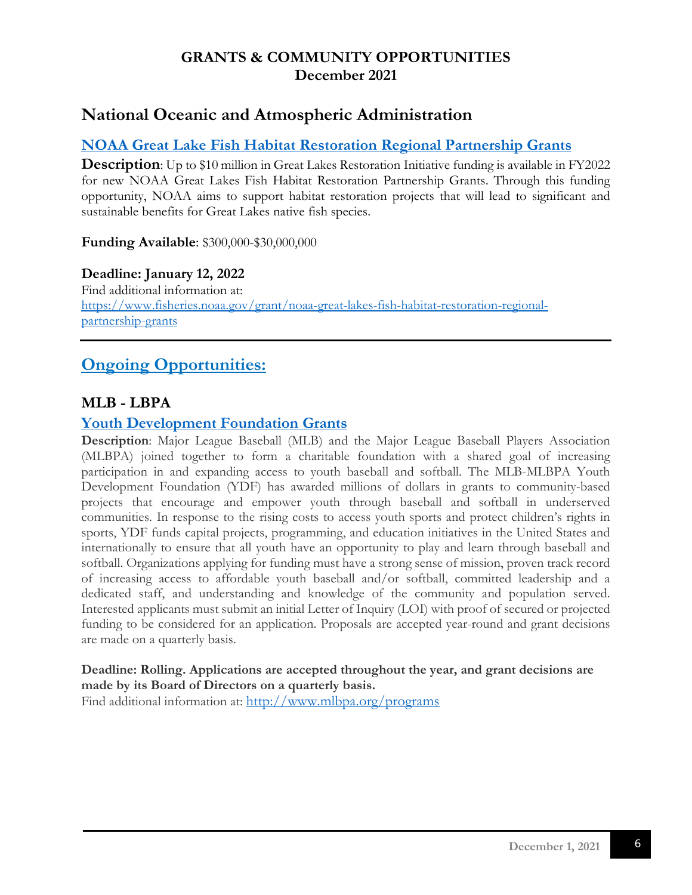**GRANTS & COMMUNITY OPPORTUNITIES**
**December 2021**

## National Oceanic and Atmospheric Administration

### [NOAA Great Lake Fish Habitat Restoration Regional Partnership Grants](https://www.fisheries.noaa.gov/grant/noaa-great-lakes-fish-habitat-restoration-regional-partnership-grants)

**Description**: Up to $10 million in Great Lakes Restoration Initiative funding is available in FY2022 for new NOAA Great Lakes Fish Habitat Restoration Partnership Grants. Through this funding opportunity, NOAA aims to support habitat restoration projects that will lead to significant and sustainable benefits for Great Lakes native fish species.

**Funding Available**: $300,000-$30,000,000

**Deadline: January 12, 2022**
Find additional information at:
https://www.fisheries.noaa.gov/grant/noaa-great-lakes-fish-habitat-restoration-regional-partnership-grants

---

## Ongoing Opportunities:

### MLB - LBPA

### Youth Development Foundation Grants

**Description**: Major League Baseball (MLB) and the Major League Baseball Players Association (MLBPA) joined together to form a charitable foundation with a shared goal of increasing participation in and expanding access to youth baseball and softball. The MLB-MLBPA Youth Development Foundation (YDF) has awarded millions of dollars in grants to community-based projects that encourage and empower youth through baseball and softball in underserved communities. In response to the rising costs to access youth sports and protect children's rights in sports, YDF funds capital projects, programming, and education initiatives in the United States and internationally to ensure that all youth have an opportunity to play and learn through baseball and softball. Organizations applying for funding must have a strong sense of mission, proven track record of increasing access to affordable youth baseball and/or softball, committed leadership and a dedicated staff, and understanding and knowledge of the community and population served. Interested applicants must submit an initial Letter of Inquiry (LOI) with proof of secured or projected funding to be considered for an application. Proposals are accepted year-round and grant decisions are made on a quarterly basis.

**Deadline: Rolling. Applications are accepted throughout the year, and grant decisions are made by its Board of Directors on a quarterly basis.**
Find additional information at: http://www.mlbpa.org/programs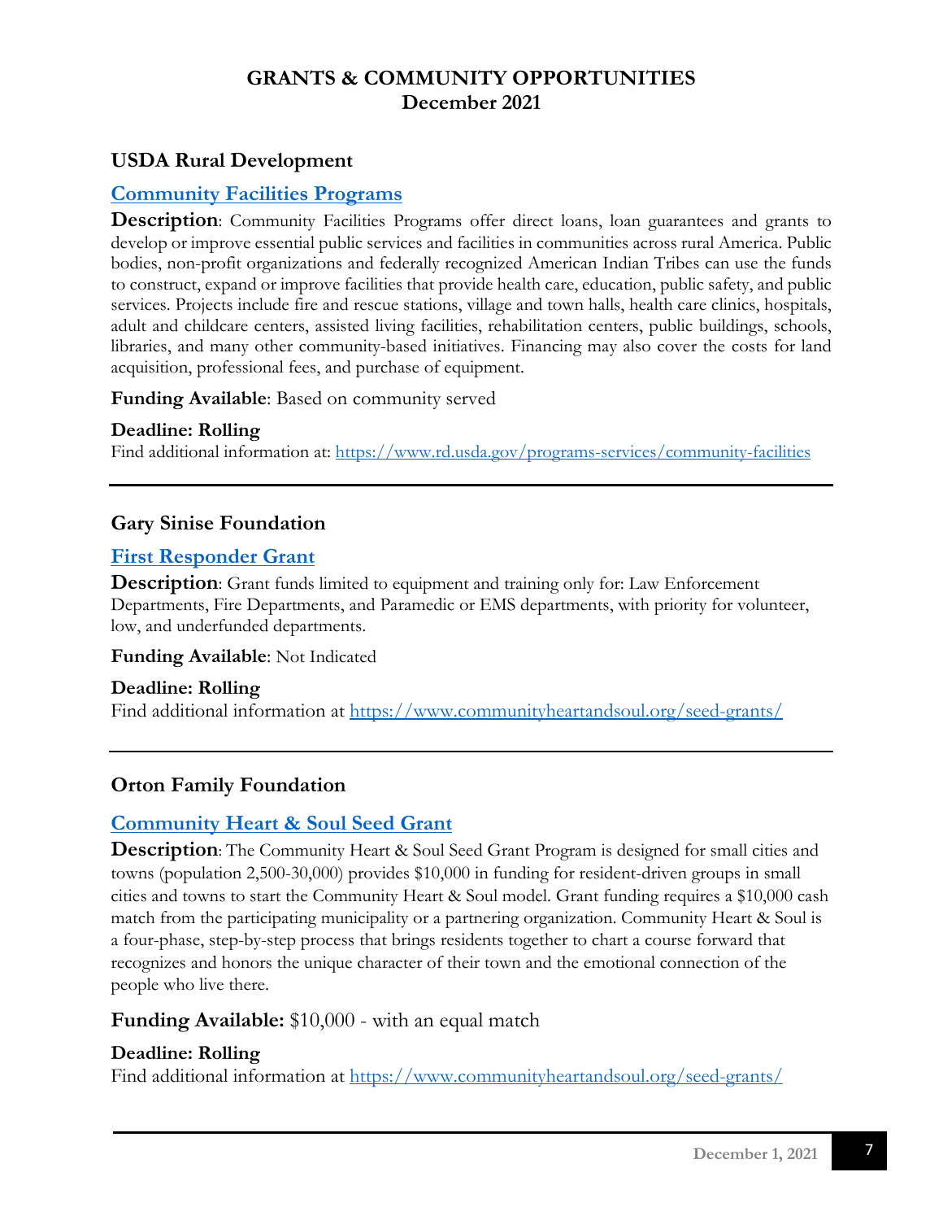# GRANTS & COMMUNITY OPPORTUNITIES
## December 2021

### USDA Rural Development

#### [Community Facilities Programs](https://www.rd.usda.gov/programs-services/community-facilities)

**Description**: Community Facilities Programs offer direct loans, loan guarantees and grants to develop or improve essential public services and facilities in communities across rural America. Public bodies, non-profit organizations and federally recognized American Indian Tribes can use the funds to construct, expand or improve facilities that provide health care, education, public safety, and public services. Projects include fire and rescue stations, village and town halls, health care clinics, hospitals, adult and childcare centers, assisted living facilities, rehabilitation centers, public buildings, schools, libraries, and many other community-based initiatives. Financing may also cover the costs for land acquisition, professional fees, and purchase of equipment.

**Funding Available**: Based on community served

**Deadline: Rolling**
Find additional information at: https://www.rd.usda.gov/programs-services/community-facilities

---

### Gary Sinise Foundation

#### First Responder Grant

**Description**: Grant funds limited to equipment and training only for: Law Enforcement Departments, Fire Departments, and Paramedic or EMS departments, with priority for volunteer, low, and underfunded departments.

**Funding Available**: Not Indicated

**Deadline: Rolling**
Find additional information at https://www.communityheartandsoul.org/seed-grants/

---

### Orton Family Foundation

#### [Community Heart & Soul Seed Grant](https://www.communityheartandsoul.org/seed-grants/)

**Description**: The Community Heart & Soul Seed Grant Program is designed for small cities and towns (population 2,500-30,000) provides $10,000 in funding for resident-driven groups in small cities and towns to start the Community Heart & Soul model. Grant funding requires a $10,000 cash match from the participating municipality or a partnering organization. Community Heart & Soul is a four-phase, step-by-step process that brings residents together to chart a course forward that recognizes and honors the unique character of their town and the emotional connection of the people who live there.

**Funding Available:** $10,000 - with an equal match

**Deadline: Rolling**
Find additional information at https://www.communityheartandsoul.org/seed-grants/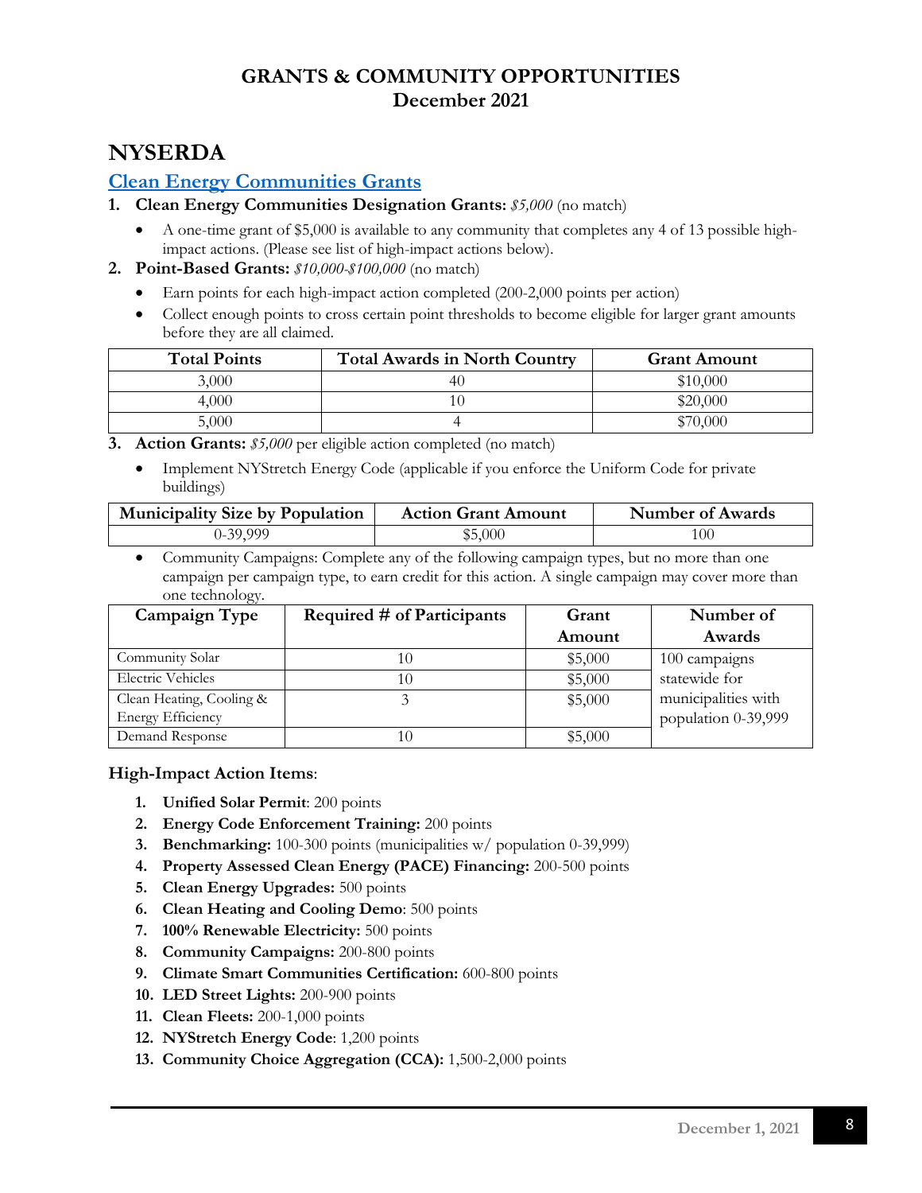# GRANTS & COMMUNITY OPPORTUNITIES
## December 2021

# NYSERDA

## Clean Energy Communities Grants

1. **Clean Energy Communities Designation Grants:** *$5,000* (no match)
   - A one-time grant of $5,000 is available to any community that completes any 4 of 13 possible high-impact actions. (Please see list of high-impact actions below).
2. **Point-Based Grants:** *$10,000-$100,000* (no match)
   - Earn points for each high-impact action completed (200-2,000 points per action)
   - Collect enough points to cross certain point thresholds to become eligible for larger grant amounts before they are all claimed.

| Total Points | Total Awards in North Country | Grant Amount |
|---|---|---|
| 3,000 | 40 | $10,000 |
| 4,000 | 10 | $20,000 |
| 5,000 | 4 | $70,000 |

3. **Action Grants:** *$5,000* per eligible action completed (no match)
   - Implement NYStretch Energy Code (applicable if you enforce the Uniform Code for private buildings)

| Municipality Size by Population | Action Grant Amount | Number of Awards |
|---|---|---|
| 0-39,999 | $5,000 | 100 |

   - Community Campaigns: Complete any of the following campaign types, but no more than one campaign per campaign type, to earn credit for this action. A single campaign may cover more than one technology.

| Campaign Type | Required # of Participants | Grant Amount | Number of Awards |
|---|---|---|---|
| Community Solar | 10 | $5,000 | 100 campaigns statewide for municipalities with population 0-39,999 |
| Electric Vehicles | 10 | $5,000 | |
| Clean Heating, Cooling & Energy Efficiency | 3 | $5,000 | |
| Demand Response | 10 | $5,000 | |

### High-Impact Action Items:

1. **Unified Solar Permit**: 200 points
2. **Energy Code Enforcement Training:** 200 points
3. **Benchmarking:** 100-300 points (municipalities w/ population 0-39,999)
4. **Property Assessed Clean Energy (PACE) Financing:** 200-500 points
5. **Clean Energy Upgrades:** 500 points
6. **Clean Heating and Cooling Demo**: 500 points
7. **100% Renewable Electricity:** 500 points
8. **Community Campaigns:** 200-800 points
9. **Climate Smart Communities Certification:** 600-800 points
10. **LED Street Lights:** 200-900 points
11. **Clean Fleets:** 200-1,000 points
12. **NYStretch Energy Code**: 1,200 points
13. **Community Choice Aggregation (CCA):** 1,500-2,000 points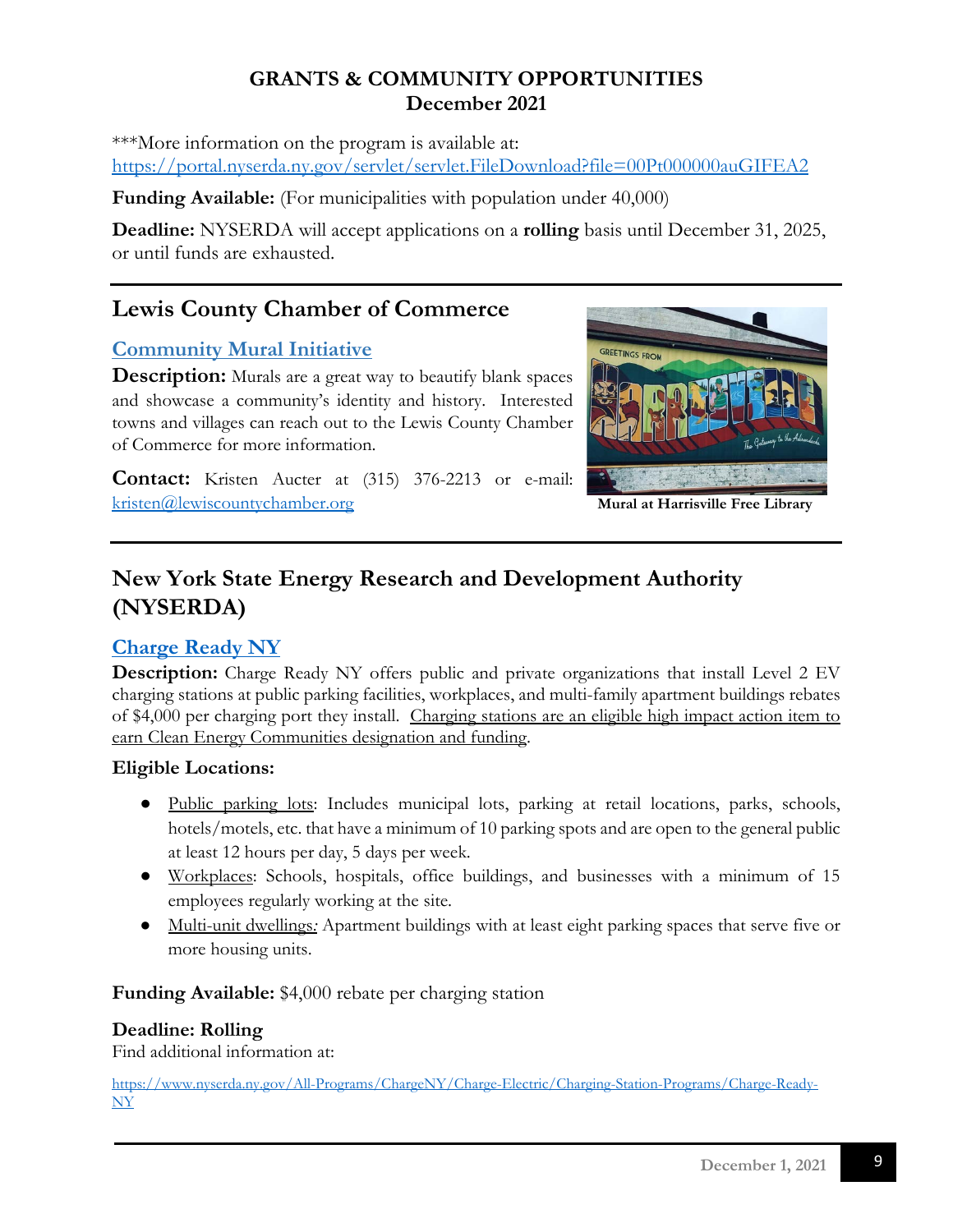## GRANTS & COMMUNITY OPPORTUNITIES
## December 2021

***More information on the program is available at: https://portal.nyserda.ny.gov/servlet/servlet.FileDownload?file=00Pt000000auGIFEA2

**Funding Available:** (For municipalities with population under 40,000)

**Deadline:** NYSERDA will accept applications on a **rolling** basis until December 31, 2025, or until funds are exhausted.

---

## Lewis County Chamber of Commerce

### Community Mural Initiative

**Description:** Murals are a great way to beautify blank spaces and showcase a community's identity and history. Interested towns and villages can reach out to the Lewis County Chamber of Commerce for more information.

**Contact:** Kristen Aucter at (315) 376-2213 or e-mail: kristen@lewiscountychamber.org

**Mural at Harrisville Free Library**

---

## New York State Energy Research and Development Authority (NYSERDA)

### Charge Ready NY

**Description:** Charge Ready NY offers public and private organizations that install Level 2 EV charging stations at public parking facilities, workplaces, and multi-family apartment buildings rebates of $4,000 per charging port they install. Charging stations are an eligible high impact action item to earn Clean Energy Communities designation and funding.

**Eligible Locations:**

- Public parking lots: Includes municipal lots, parking at retail locations, parks, schools, hotels/motels, etc. that have a minimum of 10 parking spots and are open to the general public at least 12 hours per day, 5 days per week.
- Workplaces: Schools, hospitals, office buildings, and businesses with a minimum of 15 employees regularly working at the site.
- Multi-unit dwellings*:* Apartment buildings with at least eight parking spaces that serve five or more housing units.

**Funding Available:** $4,000 rebate per charging station

**Deadline: Rolling**

Find additional information at:

https://www.nyserda.ny.gov/All-Programs/ChargeNY/Charge-Electric/Charging-Station-Programs/Charge-Ready-NY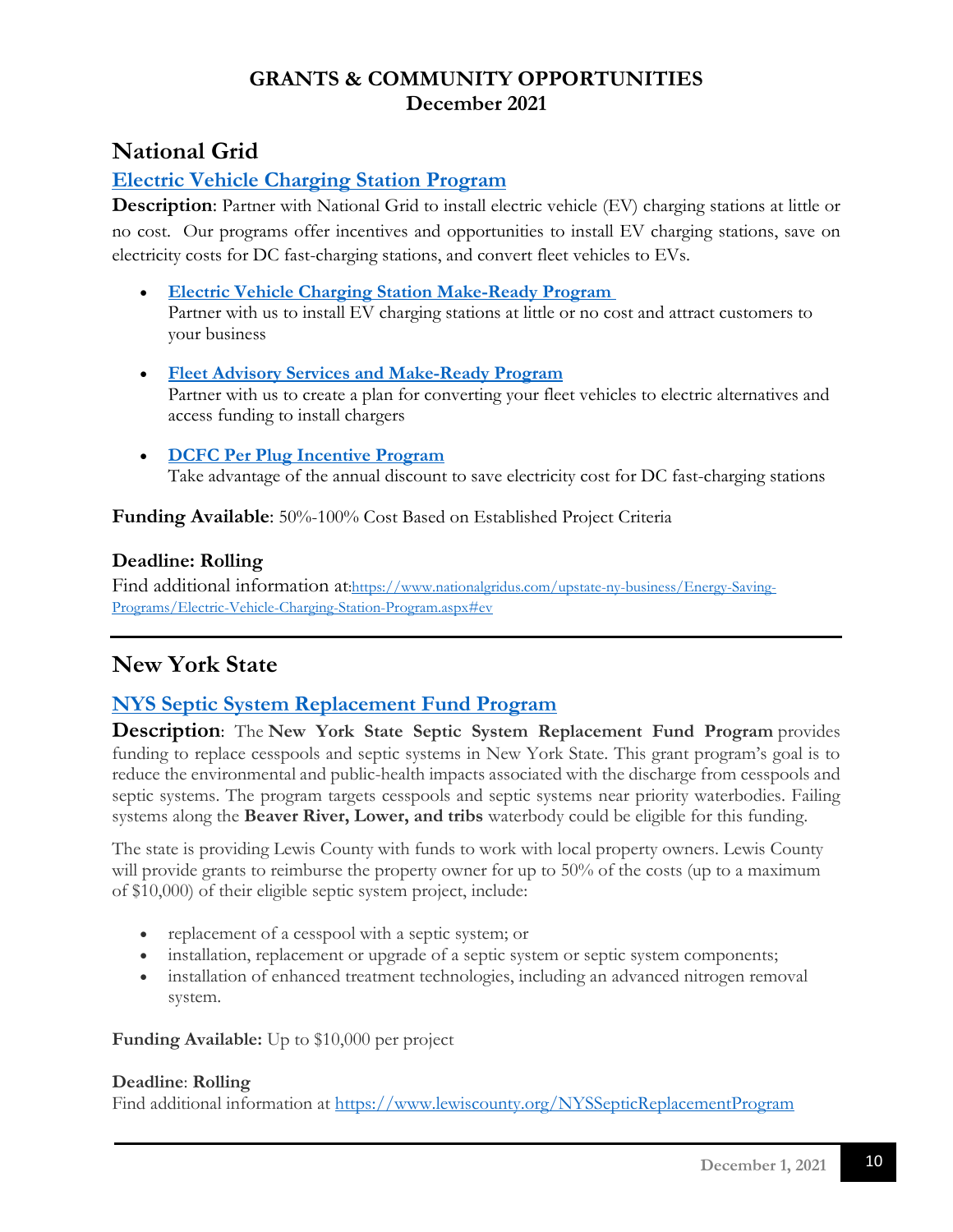# GRANTS & COMMUNITY OPPORTUNITIES
## December 2021

## National Grid

### [Electric Vehicle Charging Station Program](https://www.nationalgridus.com/upstate-ny-business/Energy-Saving-Programs/Electric-Vehicle-Charging-Station-Program.aspx#ev)

**Description**: Partner with National Grid to install electric vehicle (EV) charging stations at little or no cost. Our programs offer incentives and opportunities to install EV charging stations, save on electricity costs for DC fast-charging stations, and convert fleet vehicles to EVs.

- **Electric Vehicle Charging Station Make-Ready Program**
  Partner with us to install EV charging stations at little or no cost and attract customers to your business
- **Fleet Advisory Services and Make-Ready Program**
  Partner with us to create a plan for converting your fleet vehicles to electric alternatives and access funding to install chargers
- **DCFC Per Plug Incentive Program**
  Take advantage of the annual discount to save electricity cost for DC fast-charging stations

**Funding Available**: 50%-100% Cost Based on Established Project Criteria

**Deadline: Rolling**

Find additional information at: https://www.nationalgridus.com/upstate-ny-business/Energy-Saving-Programs/Electric-Vehicle-Charging-Station-Program.aspx#ev

---

## New York State

### [NYS Septic System Replacement Fund Program](https://www.lewiscounty.org/NYSSepticReplacementProgram)

**Description**: The **New York State Septic System Replacement Fund Program** provides funding to replace cesspools and septic systems in New York State. This grant program's goal is to reduce the environmental and public-health impacts associated with the discharge from cesspools and septic systems. The program targets cesspools and septic systems near priority waterbodies. Failing systems along the **Beaver River, Lower, and tribs** waterbody could be eligible for this funding.

The state is providing Lewis County with funds to work with local property owners. Lewis County will provide grants to reimburse the property owner for up to 50% of the costs (up to a maximum of $10,000) of their eligible septic system project, include:

- replacement of a cesspool with a septic system; or
- installation, replacement or upgrade of a septic system or septic system components;
- installation of enhanced treatment technologies, including an advanced nitrogen removal system.

**Funding Available:** Up to $10,000 per project

**Deadline**: **Rolling**

Find additional information at https://www.lewiscounty.org/NYSSepticReplacementProgram